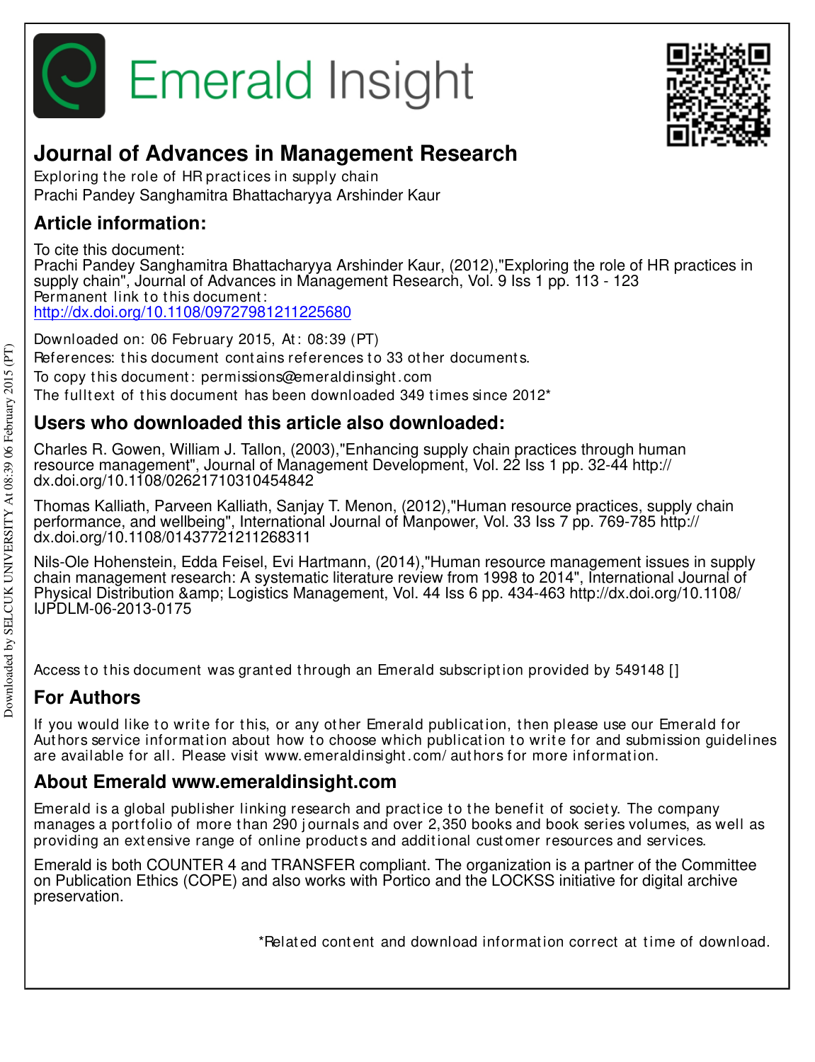# Journal of Advances in Management Research

Exploring the role of HR practices in supply chain
Prachi Pandey Sanghamitra Bhattacharyya Arshinder Kaur

## Article information:

To cite this document:
Prachi Pandey Sanghamitra Bhattacharyya Arshinder Kaur, (2012),"Exploring the role of HR practices in supply chain", Journal of Advances in Management Research, Vol. 9 Iss 1 pp. 113 - 123
Permanent link to this document:
http://dx.doi.org/10.1108/09727981211225680

Downloaded on: 06 February 2015, At: 08:39 (PT)
References: this document contains references to 33 other documents.
To copy this document: permissions@emeraldinsight.com
The fulltext of this document has been downloaded 349 times since 2012*

## Users who downloaded this article also downloaded:

Charles R. Gowen, William J. Tallon, (2003),"Enhancing supply chain practices through human resource management", Journal of Management Development, Vol. 22 Iss 1 pp. 32-44 http://dx.doi.org/10.1108/02621710310454842

Thomas Kalliath, Parveen Kalliath, Sanjay T. Menon, (2012),"Human resource practices, supply chain performance, and wellbeing", International Journal of Manpower, Vol. 33 Iss 7 pp. 769-785 http://dx.doi.org/10.1108/01437721211268311

Nils-Ole Hohenstein, Edda Feisel, Evi Hartmann, (2014),"Human resource management issues in supply chain management research: A systematic literature review from 1998 to 2014", International Journal of Physical Distribution &amp; Logistics Management, Vol. 44 Iss 6 pp. 434-463 http://dx.doi.org/10.1108/IJPDLM-06-2013-0175

Access to this document was granted through an Emerald subscription provided by 549148 []

## For Authors

If you would like to write for this, or any other Emerald publication, then please use our Emerald for Authors service information about how to choose which publication to write for and submission guidelines are available for all. Please visit www.emeraldinsight.com/authors for more information.

## About Emerald www.emeraldinsight.com

Emerald is a global publisher linking research and practice to the benefit of society. The company manages a portfolio of more than 290 journals and over 2,350 books and book series volumes, as well as providing an extensive range of online products and additional customer resources and services.

Emerald is both COUNTER 4 and TRANSFER compliant. The organization is a partner of the Committee on Publication Ethics (COPE) and also works with Portico and the LOCKSS initiative for digital archive preservation.

*Related content and download information correct at time of download.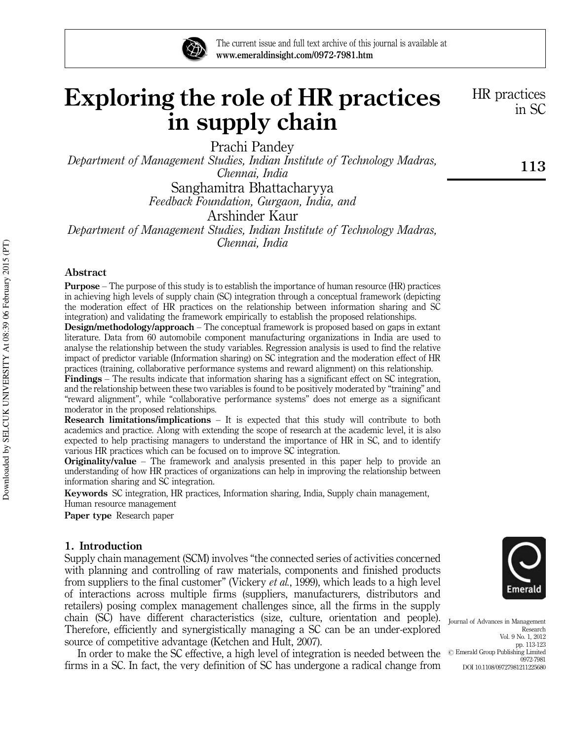# Exploring the role of HR practices in supply chain

Prachi Pandey

*Department of Management Studies, Indian Institute of Technology Madras, Chennai, India*

Sanghamitra Bhattacharyya

*Feedback Foundation, Gurgaon, India, and*

Arshinder Kaur

*Department of Management Studies, Indian Institute of Technology Madras, Chennai, India*

## Abstract

**Purpose** – The purpose of this study is to establish the importance of human resource (HR) practices in achieving high levels of supply chain (SC) integration through a conceptual framework (depicting the moderation effect of HR practices on the relationship between information sharing and SC integration) and validating the framework empirically to establish the proposed relationships.

**Design/methodology/approach** – The conceptual framework is proposed based on gaps in extant literature. Data from 60 automobile component manufacturing organizations in India are used to analyse the relationship between the study variables. Regression analysis is used to find the relative impact of predictor variable (Information sharing) on SC integration and the moderation effect of HR practices (training, collaborative performance systems and reward alignment) on this relationship.

**Findings** – The results indicate that information sharing has a significant effect on SC integration, and the relationship between these two variables is found to be positively moderated by "training" and "reward alignment", while "collaborative performance systems" does not emerge as a significant moderator in the proposed relationships.

**Research limitations/implications** – It is expected that this study will contribute to both academics and practice. Along with extending the scope of research at the academic level, it is also expected to help practising managers to understand the importance of HR in SC, and to identify various HR practices which can be focused on to improve SC integration.

**Originality/value** – The framework and analysis presented in this paper help to provide an understanding of how HR practices of organizations can help in improving the relationship between information sharing and SC integration.

**Keywords** SC integration, HR practices, Information sharing, India, Supply chain management, Human resource management

**Paper type** Research paper

## 1. Introduction

Supply chain management (SCM) involves "the connected series of activities concerned with planning and controlling of raw materials, components and finished products from suppliers to the final customer" (Vickery *et al.*, 1999), which leads to a high level of interactions across multiple firms (suppliers, manufacturers, distributors and retailers) posing complex management challenges since, all the firms in the supply chain (SC) have different characteristics (size, culture, orientation and people). Therefore, efficiently and synergistically managing a SC can be an under-explored source of competitive advantage (Ketchen and Hult, 2007).

In order to make the SC effective, a high level of integration is needed between the firms in a SC. In fact, the very definition of SC has undergone a radical change from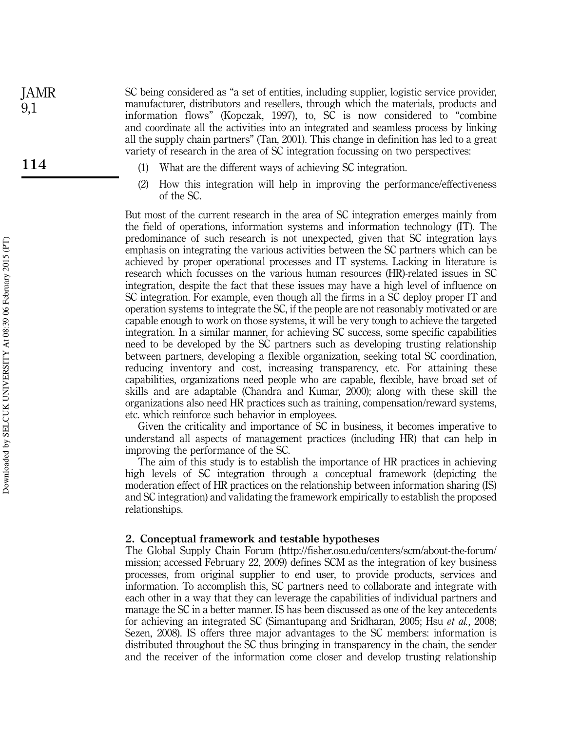SC being considered as "a set of entities, including supplier, logistic service provider, manufacturer, distributors and resellers, through which the materials, products and information flows" (Kopczak, 1997), to, SC is now considered to "combine and coordinate all the activities into an integrated and seamless process by linking all the supply chain partners" (Tan, 2001). This change in definition has led to a great variety of research in the area of SC integration focussing on two perspectives:

(1) What are the different ways of achieving SC integration.

(2) How this integration will help in improving the performance/effectiveness of the SC.

But most of the current research in the area of SC integration emerges mainly from the field of operations, information systems and information technology (IT). The predominance of such research is not unexpected, given that SC integration lays emphasis on integrating the various activities between the SC partners which can be achieved by proper operational processes and IT systems. Lacking in literature is research which focusses on the various human resources (HR)-related issues in SC integration, despite the fact that these issues may have a high level of influence on SC integration. For example, even though all the firms in a SC deploy proper IT and operation systems to integrate the SC, if the people are not reasonably motivated or are capable enough to work on those systems, it will be very tough to achieve the targeted integration. In a similar manner, for achieving SC success, some specific capabilities need to be developed by the SC partners such as developing trusting relationship between partners, developing a flexible organization, seeking total SC coordination, reducing inventory and cost, increasing transparency, etc. For attaining these capabilities, organizations need people who are capable, flexible, have broad set of skills and are adaptable (Chandra and Kumar, 2000); along with these skill the organizations also need HR practices such as training, compensation/reward systems, etc. which reinforce such behavior in employees.

Given the criticality and importance of SC in business, it becomes imperative to understand all aspects of management practices (including HR) that can help in improving the performance of the SC.

The aim of this study is to establish the importance of HR practices in achieving high levels of SC integration through a conceptual framework (depicting the moderation effect of HR practices on the relationship between information sharing (IS) and SC integration) and validating the framework empirically to establish the proposed relationships.

## 2. Conceptual framework and testable hypotheses

The Global Supply Chain Forum (http://fisher.osu.edu/centers/scm/about-the-forum/mission; accessed February 22, 2009) defines SCM as the integration of key business processes, from original supplier to end user, to provide products, services and information. To accomplish this, SC partners need to collaborate and integrate with each other in a way that they can leverage the capabilities of individual partners and manage the SC in a better manner. IS has been discussed as one of the key antecedents for achieving an integrated SC (Simantupang and Sridharan, 2005; Hsu *et al.*, 2008; Sezen, 2008). IS offers three major advantages to the SC members: information is distributed throughout the SC thus bringing in transparency in the chain, the sender and the receiver of the information come closer and develop trusting relationship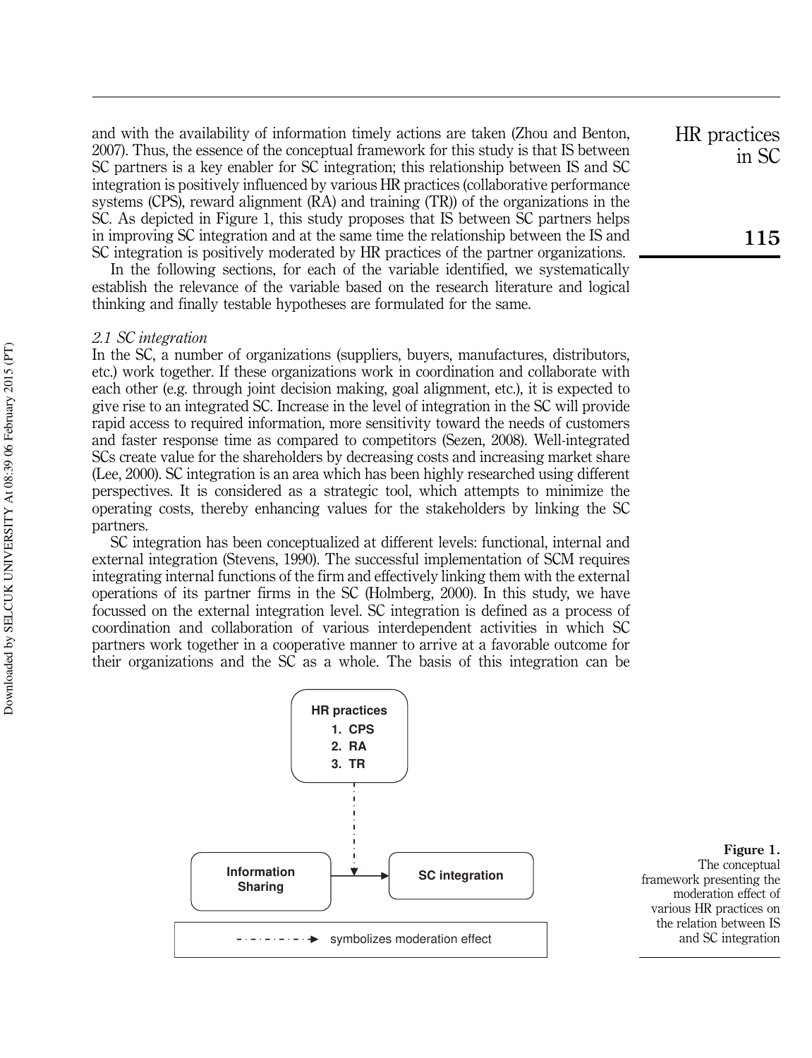and with the availability of information timely actions are taken (Zhou and Benton, 2007). Thus, the essence of the conceptual framework for this study is that IS between SC partners is a key enabler for SC integration; this relationship between IS and SC integration is positively influenced by various HR practices (collaborative performance systems (CPS), reward alignment (RA) and training (TR)) of the organizations in the SC. As depicted in Figure 1, this study proposes that IS between SC partners helps in improving SC integration and at the same time the relationship between the IS and SC integration is positively moderated by HR practices of the partner organizations.

In the following sections, for each of the variable identified, we systematically establish the relevance of the variable based on the research literature and logical thinking and finally testable hypotheses are formulated for the same.

### *2.1 SC integration*

In the SC, a number of organizations (suppliers, buyers, manufactures, distributors, etc.) work together. If these organizations work in coordination and collaborate with each other (e.g. through joint decision making, goal alignment, etc.), it is expected to give rise to an integrated SC. Increase in the level of integration in the SC will provide rapid access to required information, more sensitivity toward the needs of customers and faster response time as compared to competitors (Sezen, 2008). Well-integrated SCs create value for the shareholders by decreasing costs and increasing market share (Lee, 2000). SC integration is an area which has been highly researched using different perspectives. It is considered as a strategic tool, which attempts to minimize the operating costs, thereby enhancing values for the stakeholders by linking the SC partners.

SC integration has been conceptualized at different levels: functional, internal and external integration (Stevens, 1990). The successful implementation of SCM requires integrating internal functions of the firm and effectively linking them with the external operations of its partner firms in the SC (Holmberg, 2000). In this study, we have focussed on the external integration level. SC integration is defined as a process of coordination and collaboration of various interdependent activities in which SC partners work together in a cooperative manner to arrive at a favorable outcome for their organizations and the SC as a whole. The basis of this integration can be

HR practices
1. CPS
2. RA
3. TR

Information Sharing → SC integration

-·-·-·-·-▸ symbolizes moderation effect

**Figure 1.** The conceptual framework presenting the moderation effect of various HR practices on the relation between IS and SC integration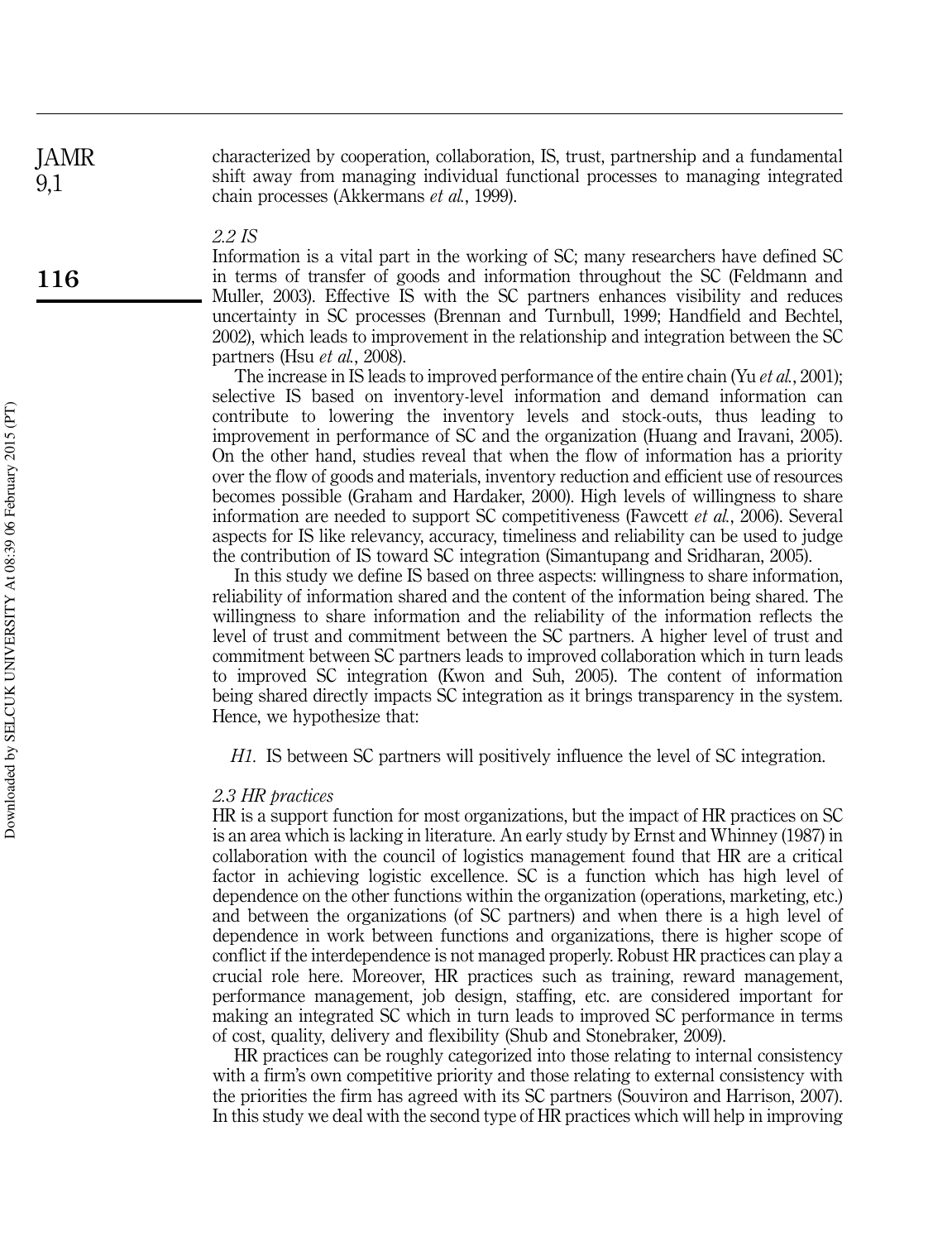characterized by cooperation, collaboration, IS, trust, partnership and a fundamental shift away from managing individual functional processes to managing integrated chain processes (Akkermans *et al.*, 1999).

*2.2 IS*

Information is a vital part in the working of SC; many researchers have defined SC in terms of transfer of goods and information throughout the SC (Feldmann and Muller, 2003). Effective IS with the SC partners enhances visibility and reduces uncertainty in SC processes (Brennan and Turnbull, 1999; Handfield and Bechtel, 2002), which leads to improvement in the relationship and integration between the SC partners (Hsu *et al.*, 2008).

The increase in IS leads to improved performance of the entire chain (Yu *et al.*, 2001); selective IS based on inventory-level information and demand information can contribute to lowering the inventory levels and stock-outs, thus leading to improvement in performance of SC and the organization (Huang and Iravani, 2005). On the other hand, studies reveal that when the flow of information has a priority over the flow of goods and materials, inventory reduction and efficient use of resources becomes possible (Graham and Hardaker, 2000). High levels of willingness to share information are needed to support SC competitiveness (Fawcett *et al.*, 2006). Several aspects for IS like relevancy, accuracy, timeliness and reliability can be used to judge the contribution of IS toward SC integration (Simantupang and Sridharan, 2005).

In this study we define IS based on three aspects: willingness to share information, reliability of information shared and the content of the information being shared. The willingness to share information and the reliability of the information reflects the level of trust and commitment between the SC partners. A higher level of trust and commitment between SC partners leads to improved collaboration which in turn leads to improved SC integration (Kwon and Suh, 2005). The content of information being shared directly impacts SC integration as it brings transparency in the system. Hence, we hypothesize that:

*H1.* IS between SC partners will positively influence the level of SC integration.

*2.3 HR practices*

HR is a support function for most organizations, but the impact of HR practices on SC is an area which is lacking in literature. An early study by Ernst and Whinney (1987) in collaboration with the council of logistics management found that HR are a critical factor in achieving logistic excellence. SC is a function which has high level of dependence on the other functions within the organization (operations, marketing, etc.) and between the organizations (of SC partners) and when there is a high level of dependence in work between functions and organizations, there is higher scope of conflict if the interdependence is not managed properly. Robust HR practices can play a crucial role here. Moreover, HR practices such as training, reward management, performance management, job design, staffing, etc. are considered important for making an integrated SC which in turn leads to improved SC performance in terms of cost, quality, delivery and flexibility (Shub and Stonebraker, 2009).

HR practices can be roughly categorized into those relating to internal consistency with a firm's own competitive priority and those relating to external consistency with the priorities the firm has agreed with its SC partners (Souviron and Harrison, 2007). In this study we deal with the second type of HR practices which will help in improving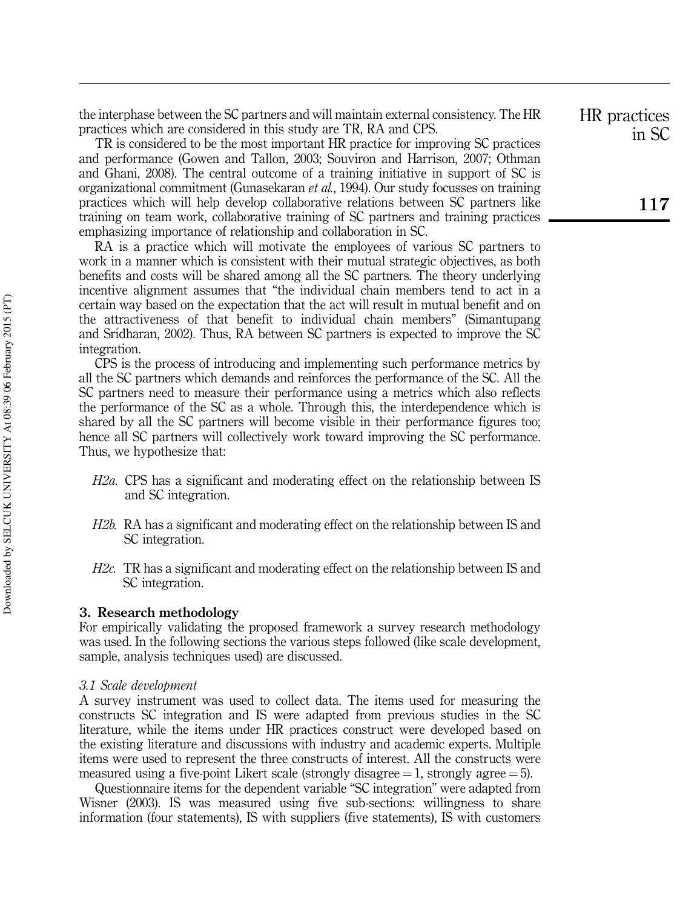the interphase between the SC partners and will maintain external consistency. The HR practices which are considered in this study are TR, RA and CPS.

TR is considered to be the most important HR practice for improving SC practices and performance (Gowen and Tallon, 2003; Souviron and Harrison, 2007; Othman and Ghani, 2008). The central outcome of a training initiative in support of SC is organizational commitment (Gunasekaran *et al.*, 1994). Our study focusses on training practices which will help develop collaborative relations between SC partners like training on team work, collaborative training of SC partners and training practices emphasizing importance of relationship and collaboration in SC.

RA is a practice which will motivate the employees of various SC partners to work in a manner which is consistent with their mutual strategic objectives, as both benefits and costs will be shared among all the SC partners. The theory underlying incentive alignment assumes that "the individual chain members tend to act in a certain way based on the expectation that the act will result in mutual benefit and on the attractiveness of that benefit to individual chain members" (Simantupang and Sridharan, 2002). Thus, RA between SC partners is expected to improve the SC integration.

CPS is the process of introducing and implementing such performance metrics by all the SC partners which demands and reinforces the performance of the SC. All the SC partners need to measure their performance using a metrics which also reflects the performance of the SC as a whole. Through this, the interdependence which is shared by all the SC partners will become visible in their performance figures too; hence all SC partners will collectively work toward improving the SC performance. Thus, we hypothesize that:

*H2a.* CPS has a significant and moderating effect on the relationship between IS and SC integration.

*H2b.* RA has a significant and moderating effect on the relationship between IS and SC integration.

*H2c.* TR has a significant and moderating effect on the relationship between IS and SC integration.

## 3. Research methodology

For empirically validating the proposed framework a survey research methodology was used. In the following sections the various steps followed (like scale development, sample, analysis techniques used) are discussed.

### *3.1 Scale development*

A survey instrument was used to collect data. The items used for measuring the constructs SC integration and IS were adapted from previous studies in the SC literature, while the items under HR practices construct were developed based on the existing literature and discussions with industry and academic experts. Multiple items were used to represent the three constructs of interest. All the constructs were measured using a five-point Likert scale (strongly disagree = 1, strongly agree = 5).

Questionnaire items for the dependent variable "SC integration" were adapted from Wisner (2003). IS was measured using five sub-sections: willingness to share information (four statements), IS with suppliers (five statements), IS with customers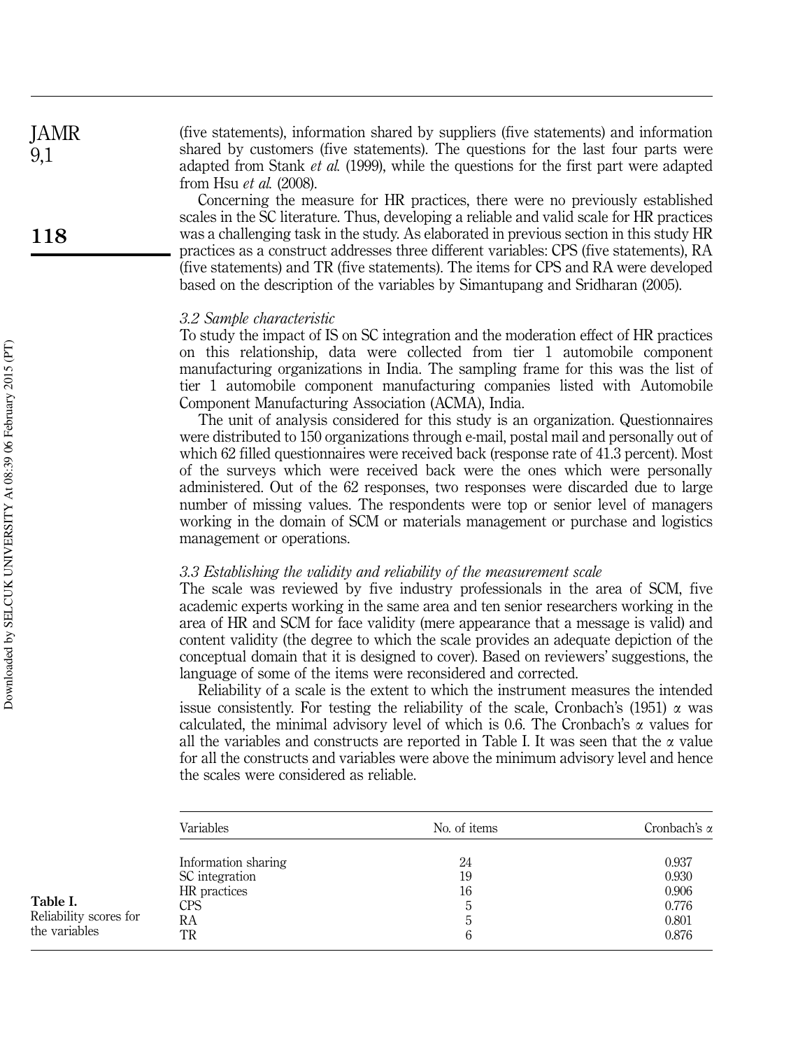(five statements), information shared by suppliers (five statements) and information shared by customers (five statements). The questions for the last four parts were adapted from Stank *et al.* (1999), while the questions for the first part were adapted from Hsu *et al.* (2008).

Concerning the measure for HR practices, there were no previously established scales in the SC literature. Thus, developing a reliable and valid scale for HR practices was a challenging task in the study. As elaborated in previous section in this study HR practices as a construct addresses three different variables: CPS (five statements), RA (five statements) and TR (five statements). The items for CPS and RA were developed based on the description of the variables by Simantupang and Sridharan (2005).

### *3.2 Sample characteristic*

To study the impact of IS on SC integration and the moderation effect of HR practices on this relationship, data were collected from tier 1 automobile component manufacturing organizations in India. The sampling frame for this was the list of tier 1 automobile component manufacturing companies listed with Automobile Component Manufacturing Association (ACMA), India.

The unit of analysis considered for this study is an organization. Questionnaires were distributed to 150 organizations through e-mail, postal mail and personally out of which 62 filled questionnaires were received back (response rate of 41.3 percent). Most of the surveys which were received back were the ones which were personally administered. Out of the 62 responses, two responses were discarded due to large number of missing values. The respondents were top or senior level of managers working in the domain of SCM or materials management or purchase and logistics management or operations.

### *3.3 Establishing the validity and reliability of the measurement scale*

The scale was reviewed by five industry professionals in the area of SCM, five academic experts working in the same area and ten senior researchers working in the area of HR and SCM for face validity (mere appearance that a message is valid) and content validity (the degree to which the scale provides an adequate depiction of the conceptual domain that it is designed to cover). Based on reviewers' suggestions, the language of some of the items were reconsidered and corrected.

Reliability of a scale is the extent to which the instrument measures the intended issue consistently. For testing the reliability of the scale, Cronbach's (1951) $\alpha$ was calculated, the minimal advisory level of which is 0.6. The Cronbach's $\alpha$ values for all the variables and constructs are reported in Table I. It was seen that the $\alpha$ value for all the constructs and variables were above the minimum advisory level and hence the scales were considered as reliable.

**Table I.** Reliability scores for the variables

| Variables | No. of items | Cronbach's $\alpha$ |
|---|---|---|
| Information sharing | 24 | 0.937 |
| SC integration | 19 | 0.930 |
| HR practices | 16 | 0.906 |
| CPS | 5 | 0.776 |
| RA | 5 | 0.801 |
| TR | 6 | 0.876 |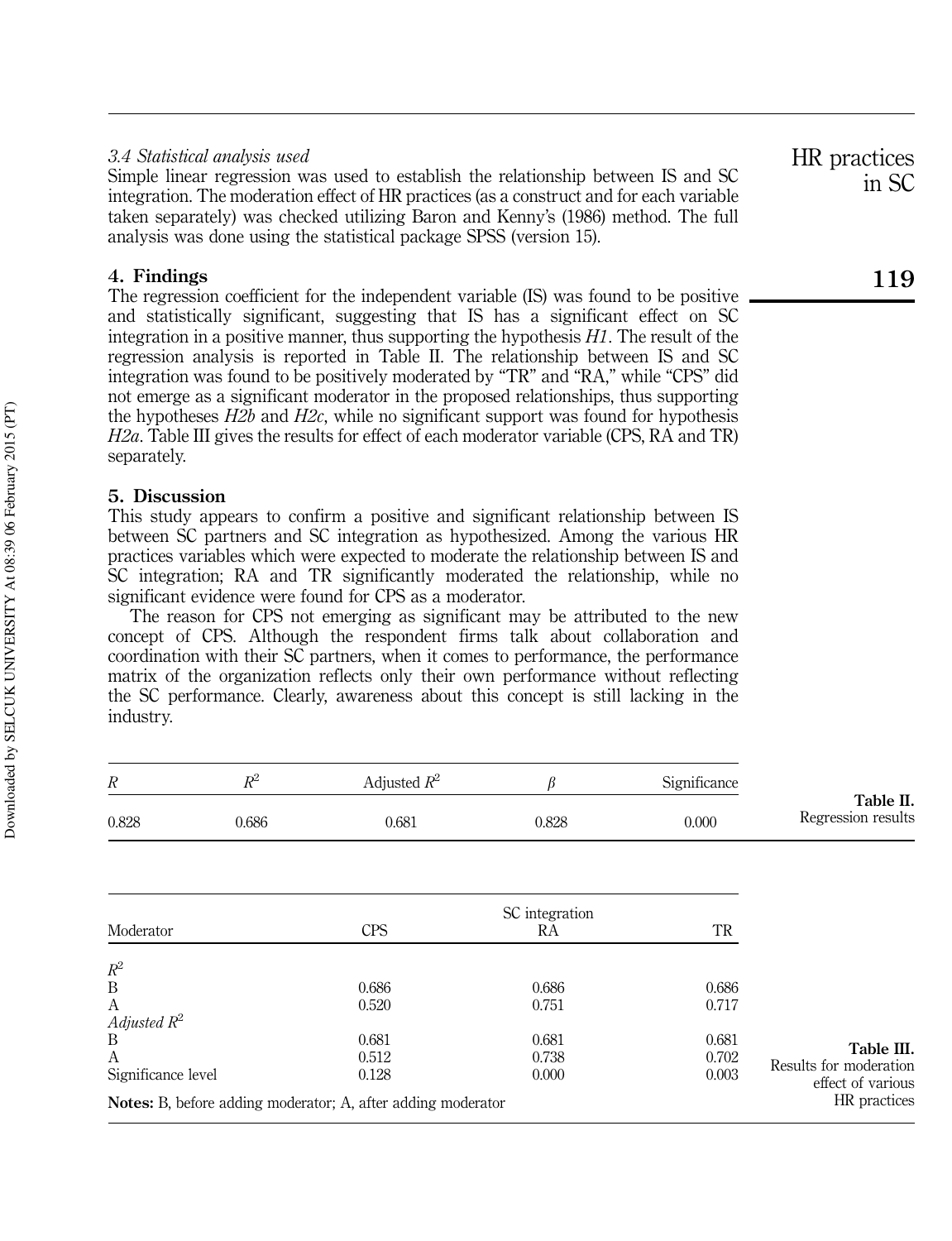### 3.4 Statistical analysis used

Simple linear regression was used to establish the relationship between IS and SC integration. The moderation effect of HR practices (as a construct and for each variable taken separately) was checked utilizing Baron and Kenny's (1986) method. The full analysis was done using the statistical package SPSS (version 15).

## 4. Findings

The regression coefficient for the independent variable (IS) was found to be positive and statistically significant, suggesting that IS has a significant effect on SC integration in a positive manner, thus supporting the hypothesis *H1*. The result of the regression analysis is reported in Table II. The relationship between IS and SC integration was found to be positively moderated by "TR" and "RA," while "CPS" did not emerge as a significant moderator in the proposed relationships, thus supporting the hypotheses *H2b* and *H2c*, while no significant support was found for hypothesis *H2a*. Table III gives the results for effect of each moderator variable (CPS, RA and TR) separately.

## 5. Discussion

This study appears to confirm a positive and significant relationship between IS between SC partners and SC integration as hypothesized. Among the various HR practices variables which were expected to moderate the relationship between IS and SC integration; RA and TR significantly moderated the relationship, while no significant evidence were found for CPS as a moderator.

The reason for CPS not emerging as significant may be attributed to the new concept of CPS. Although the respondent firms talk about collaboration and coordination with their SC partners, when it comes to performance, the performance matrix of the organization reflects only their own performance without reflecting the SC performance. Clearly, awareness about this concept is still lacking in the industry.

**Table II.** Regression results

| $R$ | $R^2$ | Adjusted $R^2$ | $\beta$ | Significance |
|---|---|---|---|---|
| 0.828 | 0.686 | 0.681 | 0.828 | 0.000 |

**Table III.** Results for moderation effect of various HR practices

| | SC integration | | |
|---|---|---|---|
| Moderator | CPS | RA | TR |
| $R^2$ | | | |
| B | 0.686 | 0.686 | 0.686 |
| A | 0.520 | 0.751 | 0.717 |
| *Adjusted $R^2$* | | | |
| B | 0.681 | 0.681 | 0.681 |
| A | 0.512 | 0.738 | 0.702 |
| Significance level | 0.128 | 0.000 | 0.003 |

**Notes:** B, before adding moderator; A, after adding moderator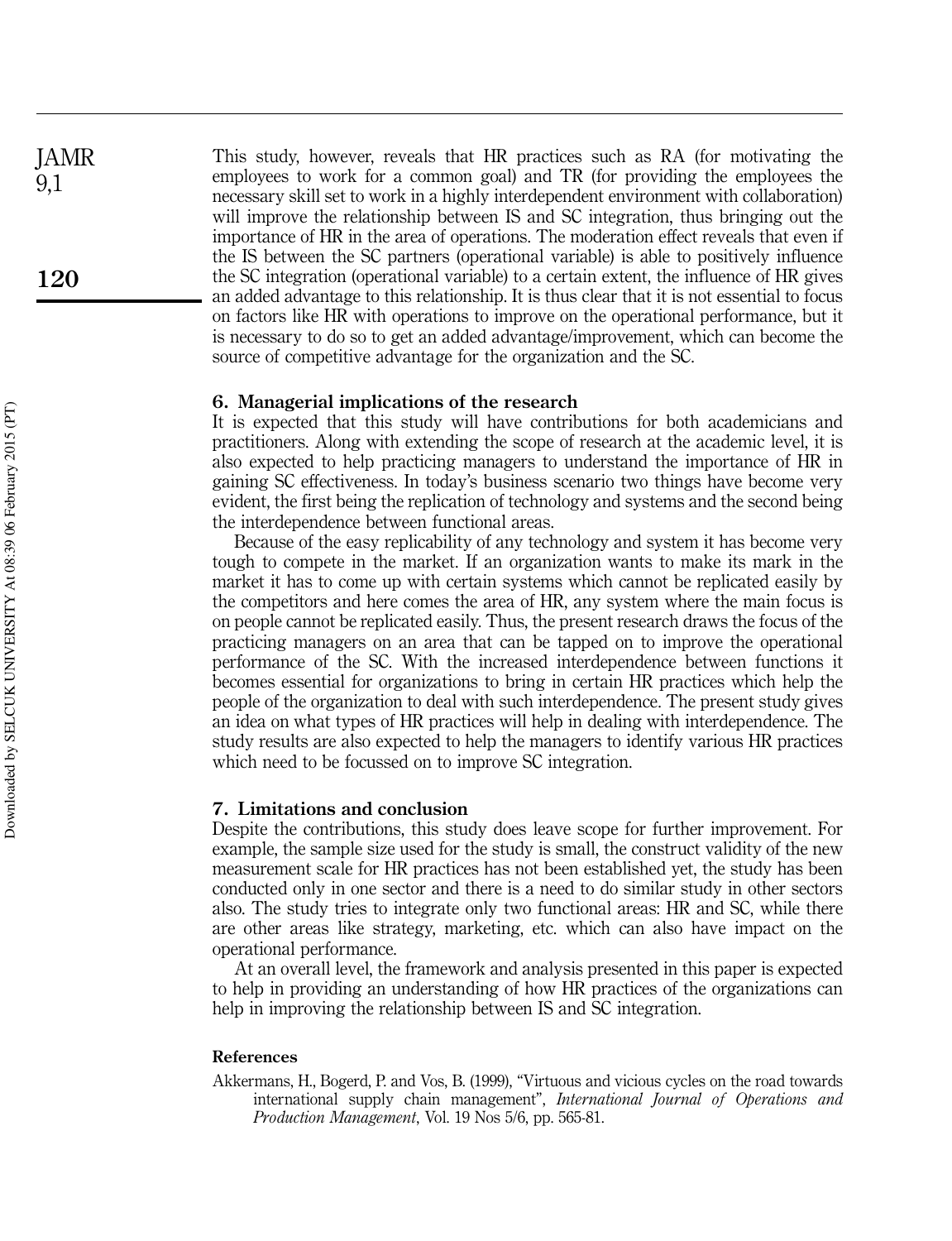This study, however, reveals that HR practices such as RA (for motivating the employees to work for a common goal) and TR (for providing the employees the necessary skill set to work in a highly interdependent environment with collaboration) will improve the relationship between IS and SC integration, thus bringing out the importance of HR in the area of operations. The moderation effect reveals that even if the IS between the SC partners (operational variable) is able to positively influence the SC integration (operational variable) to a certain extent, the influence of HR gives an added advantage to this relationship. It is thus clear that it is not essential to focus on factors like HR with operations to improve on the operational performance, but it is necessary to do so to get an added advantage/improvement, which can become the source of competitive advantage for the organization and the SC.

## 6. Managerial implications of the research

It is expected that this study will have contributions for both academicians and practitioners. Along with extending the scope of research at the academic level, it is also expected to help practicing managers to understand the importance of HR in gaining SC effectiveness. In today's business scenario two things have become very evident, the first being the replication of technology and systems and the second being the interdependence between functional areas.

Because of the easy replicability of any technology and system it has become very tough to compete in the market. If an organization wants to make its mark in the market it has to come up with certain systems which cannot be replicated easily by the competitors and here comes the area of HR, any system where the main focus is on people cannot be replicated easily. Thus, the present research draws the focus of the practicing managers on an area that can be tapped on to improve the operational performance of the SC. With the increased interdependence between functions it becomes essential for organizations to bring in certain HR practices which help the people of the organization to deal with such interdependence. The present study gives an idea on what types of HR practices will help in dealing with interdependence. The study results are also expected to help the managers to identify various HR practices which need to be focussed on to improve SC integration.

## 7. Limitations and conclusion

Despite the contributions, this study does leave scope for further improvement. For example, the sample size used for the study is small, the construct validity of the new measurement scale for HR practices has not been established yet, the study has been conducted only in one sector and there is a need to do similar study in other sectors also. The study tries to integrate only two functional areas: HR and SC, while there are other areas like strategy, marketing, etc. which can also have impact on the operational performance.

At an overall level, the framework and analysis presented in this paper is expected to help in providing an understanding of how HR practices of the organizations can help in improving the relationship between IS and SC integration.

### References

Akkermans, H., Bogerd, P. and Vos, B. (1999), "Virtuous and vicious cycles on the road towards international supply chain management", *International Journal of Operations and Production Management*, Vol. 19 Nos 5/6, pp. 565-81.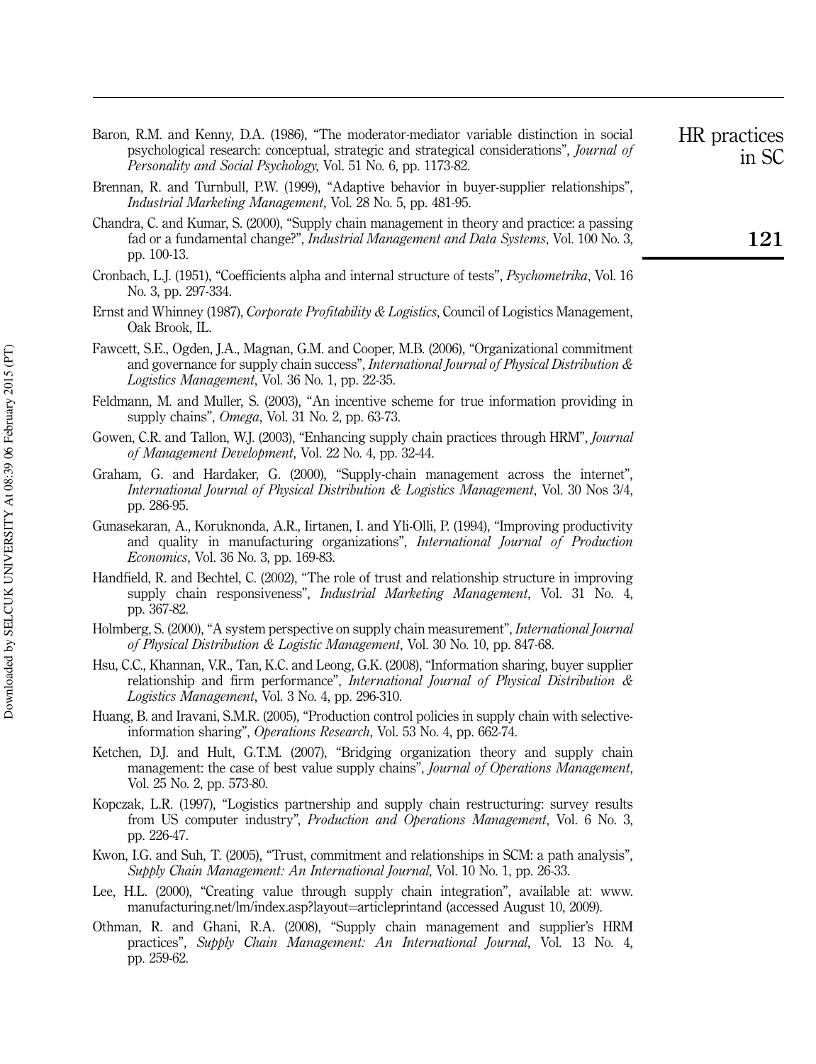Baron, R.M. and Kenny, D.A. (1986), "The moderator-mediator variable distinction in social psychological research: conceptual, strategic and strategical considerations", *Journal of Personality and Social Psychology*, Vol. 51 No. 6, pp. 1173-82.

Brennan, R. and Turnbull, P.W. (1999), "Adaptive behavior in buyer-supplier relationships", *Industrial Marketing Management*, Vol. 28 No. 5, pp. 481-95.

Chandra, C. and Kumar, S. (2000), "Supply chain management in theory and practice: a passing fad or a fundamental change?", *Industrial Management and Data Systems*, Vol. 100 No. 3, pp. 100-13.

Cronbach, L.J. (1951), "Coefficients alpha and internal structure of tests", *Psychometrika*, Vol. 16 No. 3, pp. 297-334.

Ernst and Whinney (1987), *Corporate Profitability & Logistics*, Council of Logistics Management, Oak Brook, IL.

Fawcett, S.E., Ogden, J.A., Magnan, G.M. and Cooper, M.B. (2006), "Organizational commitment and governance for supply chain success", *International Journal of Physical Distribution & Logistics Management*, Vol. 36 No. 1, pp. 22-35.

Feldmann, M. and Muller, S. (2003), "An incentive scheme for true information providing in supply chains", *Omega*, Vol. 31 No. 2, pp. 63-73.

Gowen, C.R. and Tallon, W.J. (2003), "Enhancing supply chain practices through HRM", *Journal of Management Development*, Vol. 22 No. 4, pp. 32-44.

Graham, G. and Hardaker, G. (2000), "Supply-chain management across the internet", *International Journal of Physical Distribution & Logistics Management*, Vol. 30 Nos 3/4, pp. 286-95.

Gunasekaran, A., Koruknonda, A.R., Iirtanen, I. and Yli-Olli, P. (1994), "Improving productivity and quality in manufacturing organizations", *International Journal of Production Economics*, Vol. 36 No. 3, pp. 169-83.

Handfield, R. and Bechtel, C. (2002), "The role of trust and relationship structure in improving supply chain responsiveness", *Industrial Marketing Management*, Vol. 31 No. 4, pp. 367-82.

Holmberg, S. (2000), "A system perspective on supply chain measurement", *International Journal of Physical Distribution & Logistic Management*, Vol. 30 No. 10, pp. 847-68.

Hsu, C.C., Khannan, V.R., Tan, K.C. and Leong, G.K. (2008), "Information sharing, buyer supplier relationship and firm performance", *International Journal of Physical Distribution & Logistics Management*, Vol. 3 No. 4, pp. 296-310.

Huang, B. and Iravani, S.M.R. (2005), "Production control policies in supply chain with selective-information sharing", *Operations Research*, Vol. 53 No. 4, pp. 662-74.

Ketchen, D.J. and Hult, G.T.M. (2007), "Bridging organization theory and supply chain management: the case of best value supply chains", *Journal of Operations Management*, Vol. 25 No. 2, pp. 573-80.

Kopczak, L.R. (1997), "Logistics partnership and supply chain restructuring: survey results from US computer industry", *Production and Operations Management*, Vol. 6 No. 3, pp. 226-47.

Kwon, I.G. and Suh, T. (2005), "Trust, commitment and relationships in SCM: a path analysis", *Supply Chain Management: An International Journal*, Vol. 10 No. 1, pp. 26-33.

Lee, H.L. (2000), "Creating value through supply chain integration", available at: www.manufacturing.net/lm/index.asp?layout=articleprintand (accessed August 10, 2009).

Othman, R. and Ghani, R.A. (2008), "Supply chain management and supplier's HRM practices", *Supply Chain Management: An International Journal*, Vol. 13 No. 4, pp. 259-62.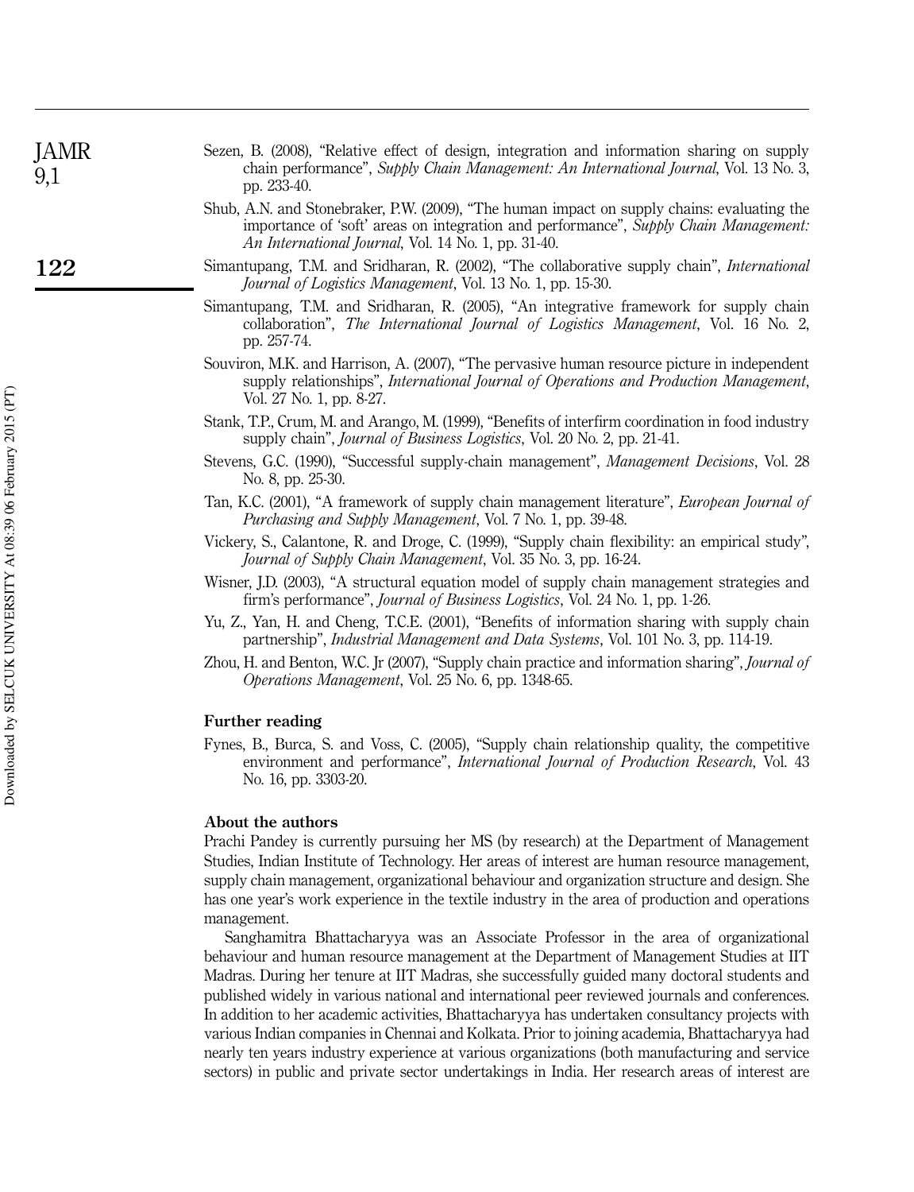Sezen, B. (2008), "Relative effect of design, integration and information sharing on supply chain performance", *Supply Chain Management: An International Journal*, Vol. 13 No. 3, pp. 233-40.

Shub, A.N. and Stonebraker, P.W. (2009), "The human impact on supply chains: evaluating the importance of 'soft' areas on integration and performance", *Supply Chain Management: An International Journal*, Vol. 14 No. 1, pp. 31-40.

Simantupang, T.M. and Sridharan, R. (2002), "The collaborative supply chain", *International Journal of Logistics Management*, Vol. 13 No. 1, pp. 15-30.

Simantupang, T.M. and Sridharan, R. (2005), "An integrative framework for supply chain collaboration", *The International Journal of Logistics Management*, Vol. 16 No. 2, pp. 257-74.

Souviron, M.K. and Harrison, A. (2007), "The pervasive human resource picture in independent supply relationships", *International Journal of Operations and Production Management*, Vol. 27 No. 1, pp. 8-27.

Stank, T.P., Crum, M. and Arango, M. (1999), "Benefits of interfirm coordination in food industry supply chain", *Journal of Business Logistics*, Vol. 20 No. 2, pp. 21-41.

Stevens, G.C. (1990), "Successful supply-chain management", *Management Decisions*, Vol. 28 No. 8, pp. 25-30.

Tan, K.C. (2001), "A framework of supply chain management literature", *European Journal of Purchasing and Supply Management*, Vol. 7 No. 1, pp. 39-48.

Vickery, S., Calantone, R. and Droge, C. (1999), "Supply chain flexibility: an empirical study", *Journal of Supply Chain Management*, Vol. 35 No. 3, pp. 16-24.

Wisner, J.D. (2003), "A structural equation model of supply chain management strategies and firm's performance", *Journal of Business Logistics*, Vol. 24 No. 1, pp. 1-26.

Yu, Z., Yan, H. and Cheng, T.C.E. (2001), "Benefits of information sharing with supply chain partnership", *Industrial Management and Data Systems*, Vol. 101 No. 3, pp. 114-19.

Zhou, H. and Benton, W.C. Jr (2007), "Supply chain practice and information sharing", *Journal of Operations Management*, Vol. 25 No. 6, pp. 1348-65.

## Further reading

Fynes, B., Burca, S. and Voss, C. (2005), "Supply chain relationship quality, the competitive environment and performance", *International Journal of Production Research*, Vol. 43 No. 16, pp. 3303-20.

## About the authors

Prachi Pandey is currently pursuing her MS (by research) at the Department of Management Studies, Indian Institute of Technology. Her areas of interest are human resource management, supply chain management, organizational behaviour and organization structure and design. She has one year's work experience in the textile industry in the area of production and operations management.

Sanghamitra Bhattacharyya was an Associate Professor in the area of organizational behaviour and human resource management at the Department of Management Studies at IIT Madras. During her tenure at IIT Madras, she successfully guided many doctoral students and published widely in various national and international peer reviewed journals and conferences. In addition to her academic activities, Bhattacharyya has undertaken consultancy projects with various Indian companies in Chennai and Kolkata. Prior to joining academia, Bhattacharyya had nearly ten years industry experience at various organizations (both manufacturing and service sectors) in public and private sector undertakings in India. Her research areas of interest are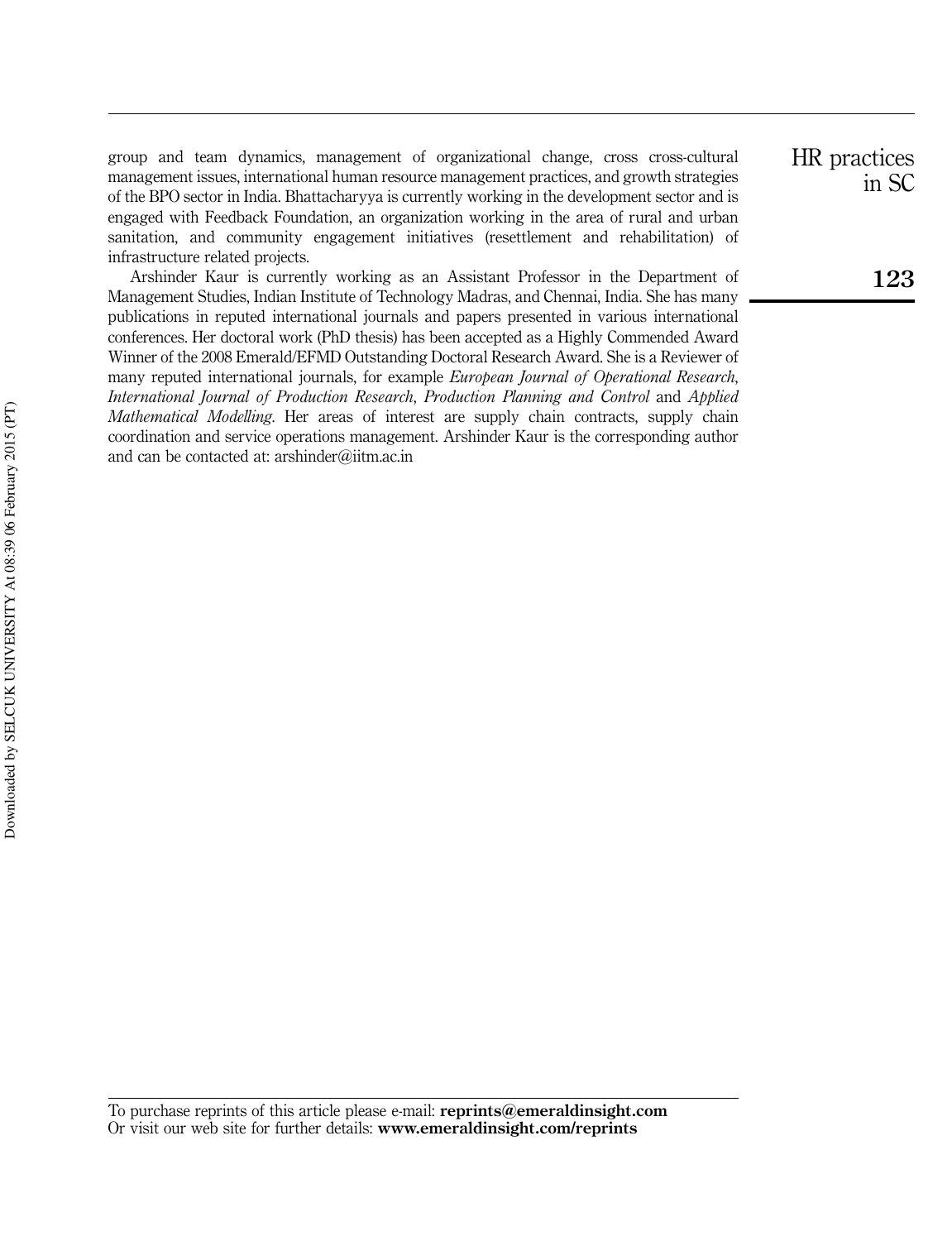group and team dynamics, management of organizational change, cross cross-cultural management issues, international human resource management practices, and growth strategies of the BPO sector in India. Bhattacharyya is currently working in the development sector and is engaged with Feedback Foundation, an organization working in the area of rural and urban sanitation, and community engagement initiatives (resettlement and rehabilitation) of infrastructure related projects.

Arshinder Kaur is currently working as an Assistant Professor in the Department of Management Studies, Indian Institute of Technology Madras, and Chennai, India. She has many publications in reputed international journals and papers presented in various international conferences. Her doctoral work (PhD thesis) has been accepted as a Highly Commended Award Winner of the 2008 Emerald/EFMD Outstanding Doctoral Research Award. She is a Reviewer of many reputed international journals, for example *European Journal of Operational Research*, *International Journal of Production Research*, *Production Planning and Control* and *Applied Mathematical Modelling*. Her areas of interest are supply chain contracts, supply chain coordination and service operations management. Arshinder Kaur is the corresponding author and can be contacted at: arshinder@iitm.ac.in

To purchase reprints of this article please e-mail: **reprints@emeraldinsight.com**
Or visit our web site for further details: **www.emeraldinsight.com/reprints**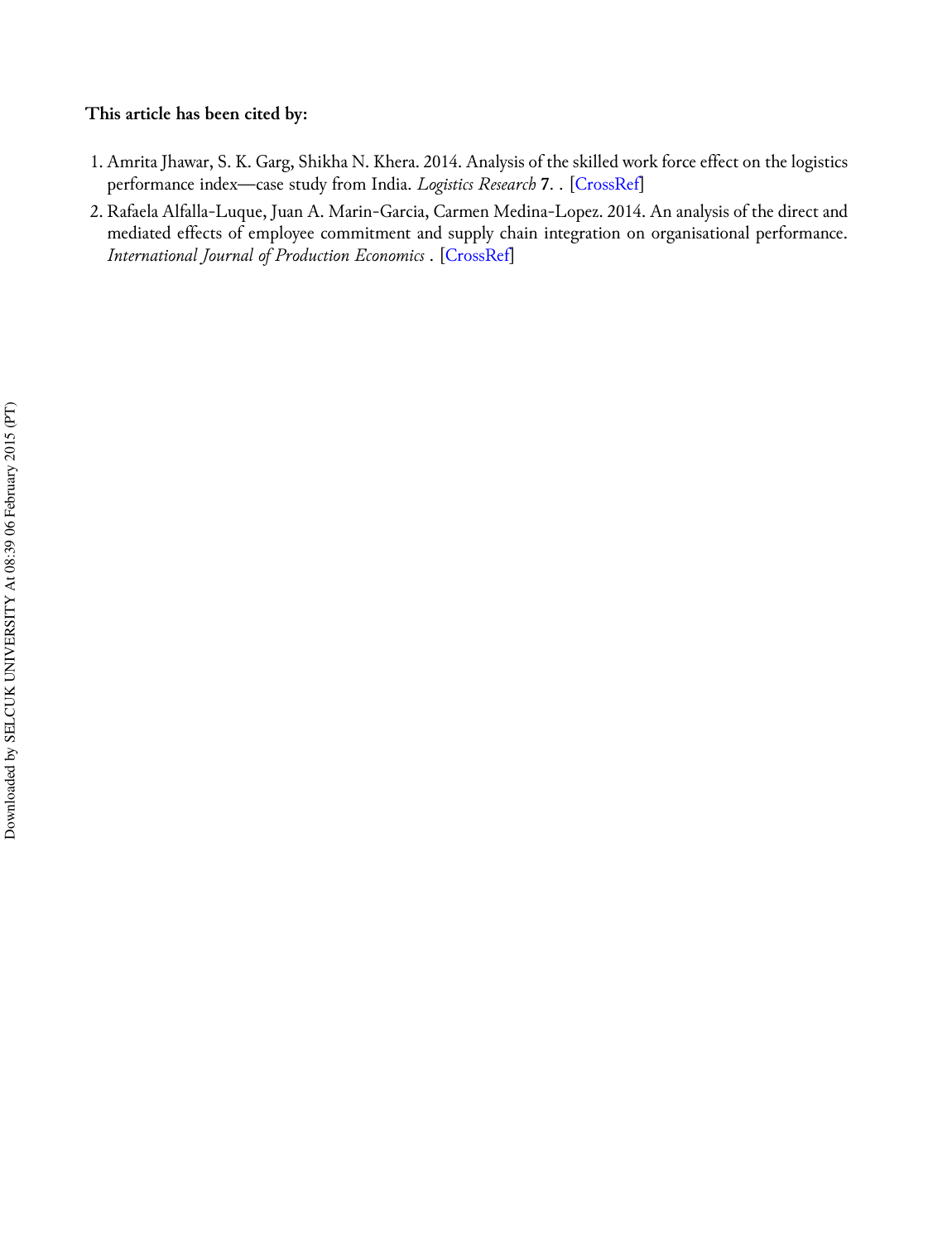**This article has been cited by:**

1. Amrita Jhawar, S. K. Garg, Shikha N. Khera. 2014. Analysis of the skilled work force effect on the logistics performance index—case study from India. *Logistics Research* **7**. . [CrossRef]
2. Rafaela Alfalla-Luque, Juan A. Marin-Garcia, Carmen Medina-Lopez. 2014. An analysis of the direct and mediated effects of employee commitment and supply chain integration on organisational performance. *International Journal of Production Economics* . [CrossRef]